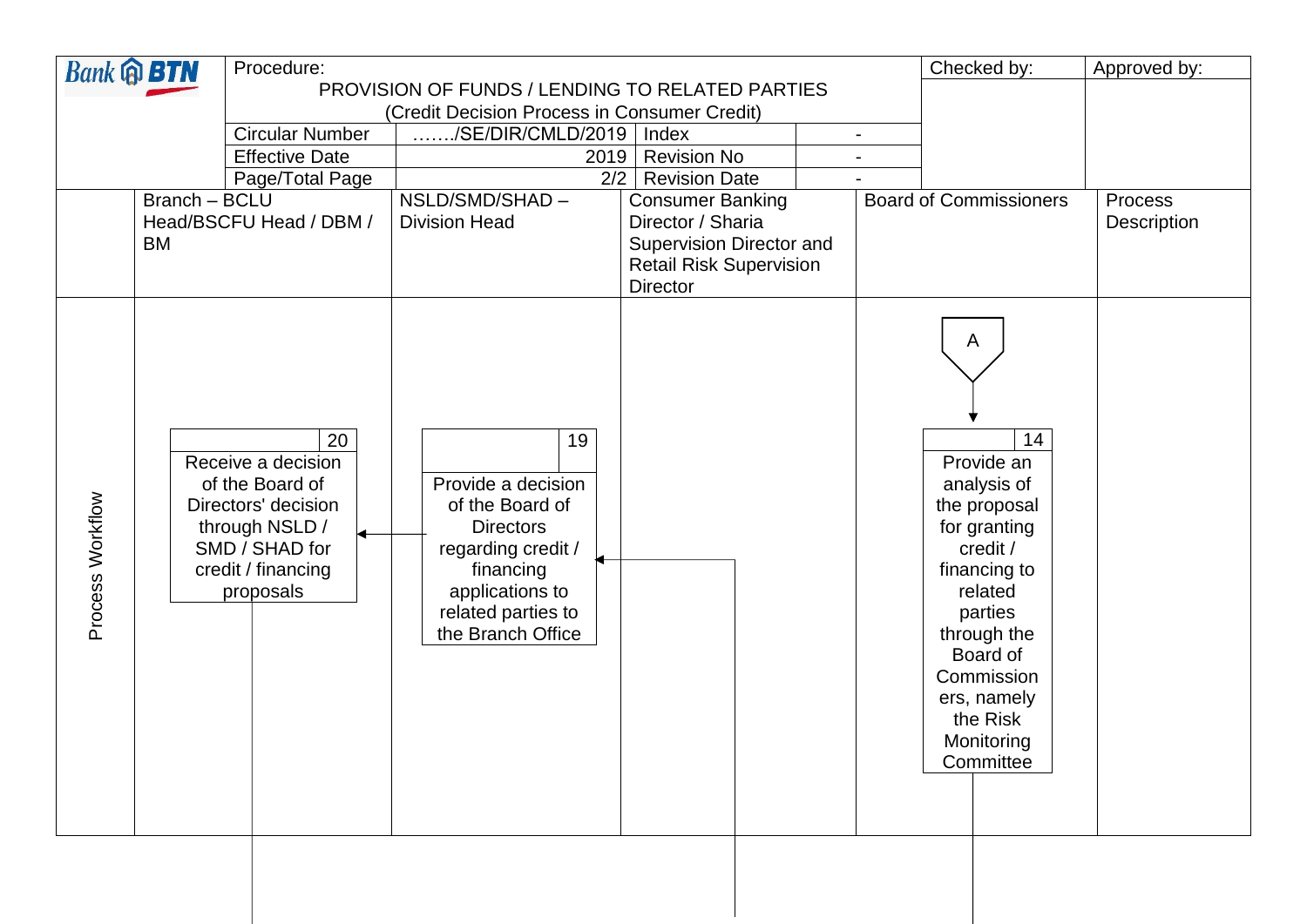| Bank BTN | Procedure: PROVISION OF FUNDS / LENDING TO RELATED PARTIES (Credit Decision Process in Consumer Credit) | | | | Checked by: | Approved by: |
|---|---|---|---|---|---|---|
| | Circular Number | ……./SE/DIR/CMLD/2019 | Index | - | | |
| | Effective Date | 2019 | Revision No | - | | |
| | Page/Total Page | 2/2 | Revision Date | - | | |

| | Branch – BCLU Head/BSCFU Head / DBM / BM | NSLD/SMD/SHAD – Division Head | Consumer Banking Director / Sharia Supervision Director and Retail Risk Supervision Director | Board of Commissioners | Process Description |
|---|---|---|---|---|---|
| Process Workflow | **20** Receive a decision of the Board of Directors' decision through NSLD / SMD / SHAD for credit / financing proposals | **19** Provide a decision of the Board of Directors regarding credit / financing applications to related parties to the Branch Office | | **A** → **14** Provide an analysis of the proposal for granting credit / financing to related parties through the Board of Commissioners, namely the Risk Monitoring Committee | |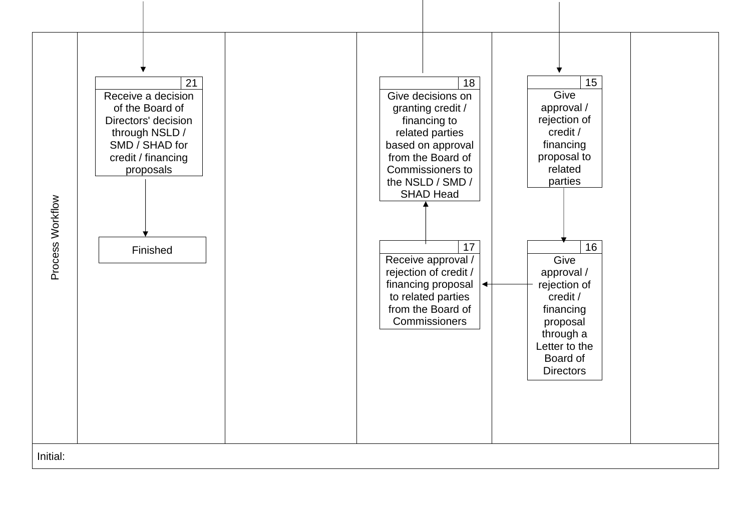Process Workflow

21
Receive a decision of the Board of Directors' decision through NSLD / SMD / SHAD for credit / financing proposals

Finished

18
Give decisions on granting credit / financing to related parties based on approval from the Board of Commissioners to the NSLD / SMD / SHAD Head

17
Receive approval / rejection of credit / financing proposal to related parties from the Board of Commissioners

15
Give approval / rejection of credit / financing proposal to related parties

16
Give approval / rejection of credit / financing proposal through a Letter to the Board of Directors

Initial: